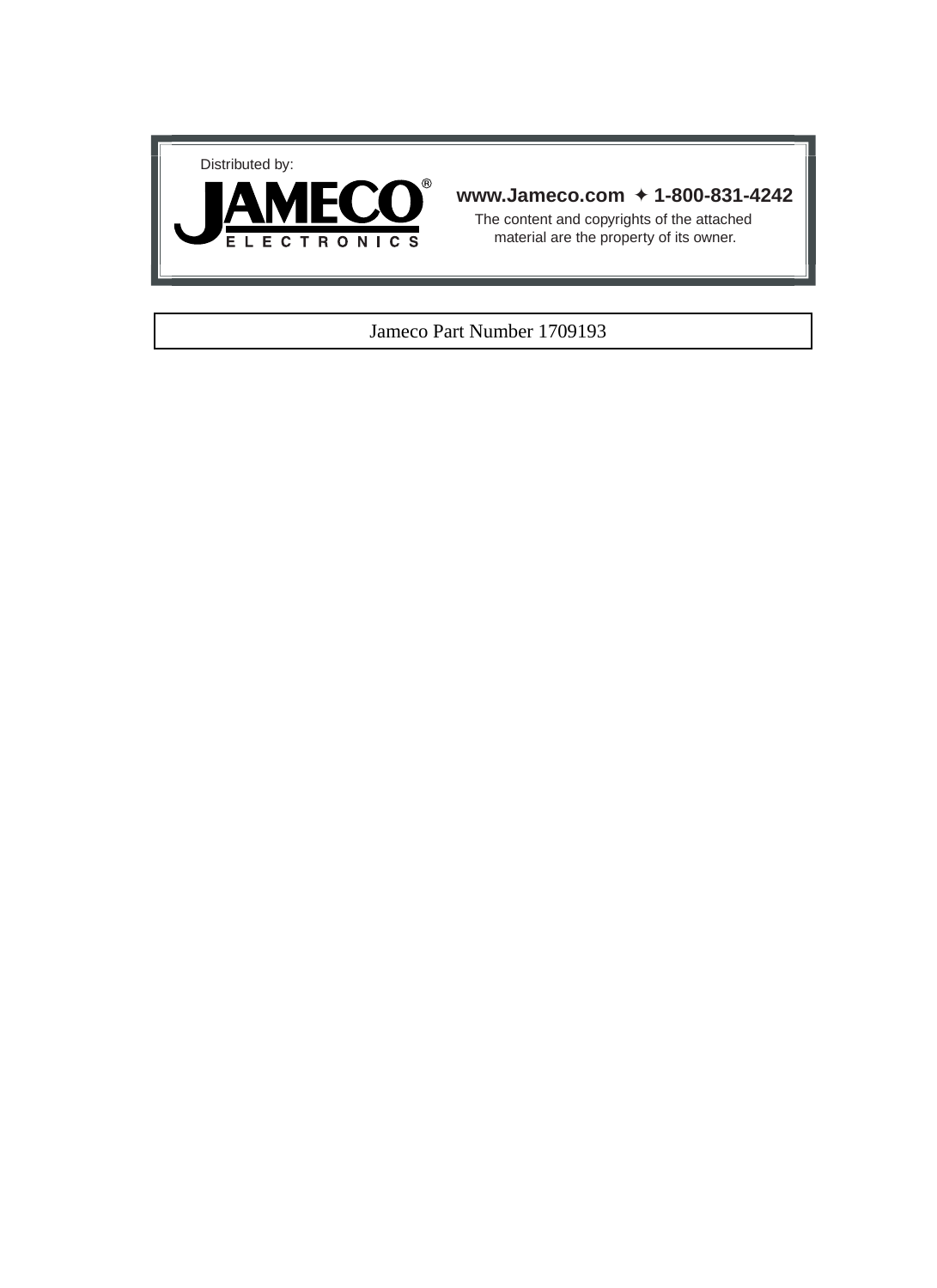Distributed by:

**JAMECO®**
ELECTRONICS

**www.Jameco.com ✦ 1-800-831-4242**

The content and copyrights of the attached material are the property of its owner.

Jameco Part Number 1709193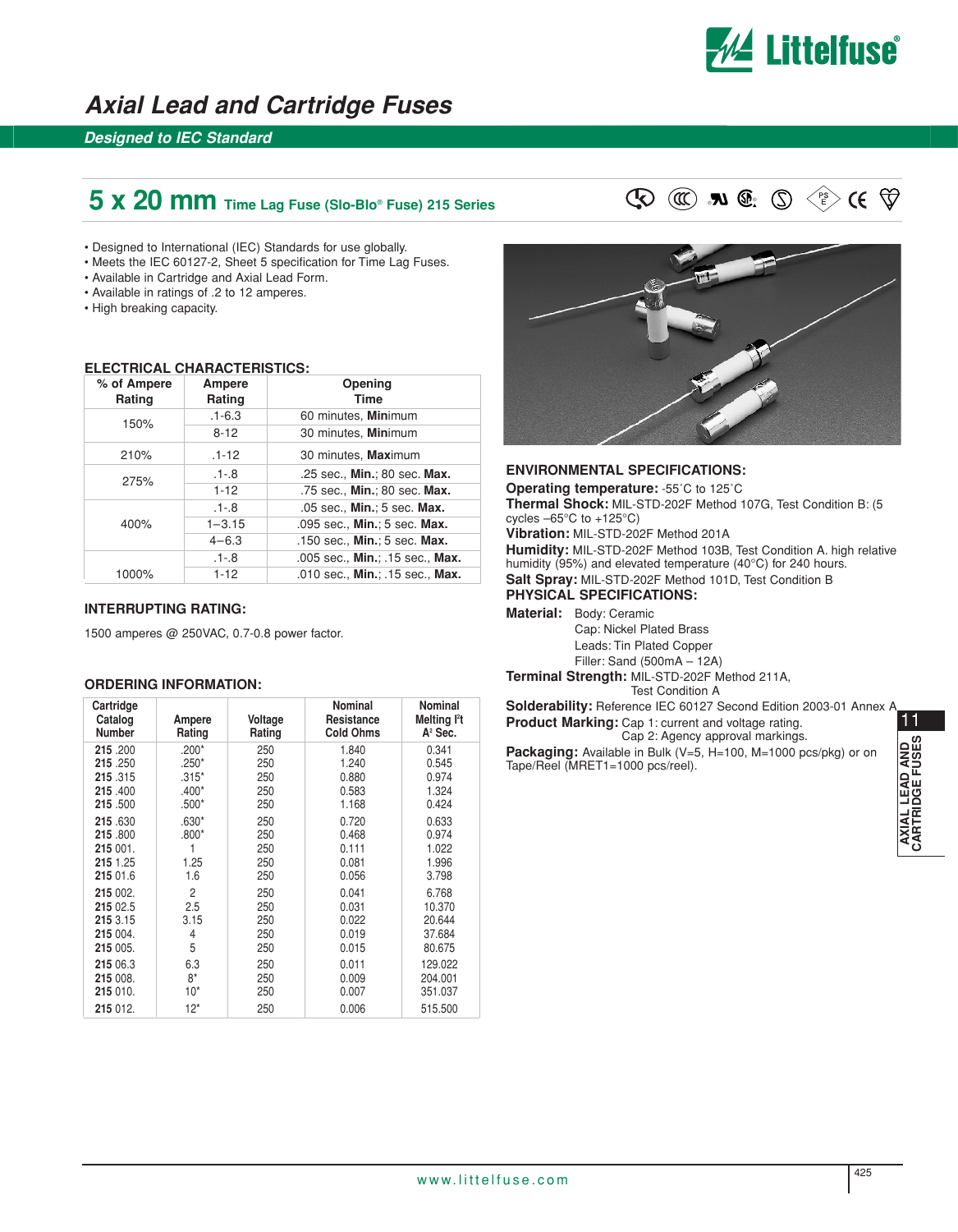# Axial Lead and Cartridge Fuses

## Designed to IEC Standard

## 5 x 20 mm Time Lag Fuse (Slo-Blo® Fuse) 215 Series

- Designed to International (IEC) Standards for use globally.
- Meets the IEC 60127-2, Sheet 5 specification for Time Lag Fuses.
- Available in Cartridge and Axial Lead Form.
- Available in ratings of .2 to 12 amperes.
- High breaking capacity.

### ELECTRICAL CHARACTERISTICS:

| % of Ampere Rating | Ampere Rating | Opening Time |
|---|---|---|
| 150% | .1-6.3 | 60 minutes, **Min**imum |
| | 8-12 | 30 minutes, **Min**imum |
| 210% | .1-12 | 30 minutes, **Max**imum |
| 275% | .1-.8 | .25 sec., **Min.**; 80 sec. **Max.** |
| | 1-12 | .75 sec., **Min.**; 80 sec. **Max.** |
| 400% | .1-.8 | .05 sec., **Min.**; 5 sec. **Max.** |
| | 1–3.15 | .095 sec., **Min.**; 5 sec. **Max.** |
| | 4–6.3 | .150 sec., **Min.**; 5 sec. **Max.** |
| 1000% | .1-.8 | .005 sec., **Min.**; .15 sec., **Max.** |
| | 1-12 | .010 sec., **Min.**; .15 sec., **Max.** |

### INTERRUPTING RATING:

1500 amperes @ 250VAC, 0.7-0.8 power factor.

### ORDERING INFORMATION:

| Cartridge Catalog Number | Ampere Rating | Voltage Rating | Nominal Resistance Cold Ohms | Nominal Melting $I^2t$ $A^2$ Sec. |
|---|---|---|---|---|
| **215** .200 | .200* | 250 | 1.840 | 0.341 |
| **215** .250 | .250* | 250 | 1.240 | 0.545 |
| **215** .315 | .315* | 250 | 0.880 | 0.974 |
| **215** .400 | .400* | 250 | 0.583 | 1.324 |
| **215** .500 | .500* | 250 | 1.168 | 0.424 |
| **215** .630 | .630* | 250 | 0.720 | 0.633 |
| **215** .800 | .800* | 250 | 0.468 | 0.974 |
| **215** 001. | 1 | 250 | 0.111 | 1.022 |
| **215** 1.25 | 1.25 | 250 | 0.081 | 1.996 |
| **215** 01.6 | 1.6 | 250 | 0.056 | 3.798 |
| **215** 002. | 2 | 250 | 0.041 | 6.768 |
| **215** 02.5 | 2.5 | 250 | 0.031 | 10.370 |
| **215** 3.15 | 3.15 | 250 | 0.022 | 20.644 |
| **215** 004. | 4 | 250 | 0.019 | 37.684 |
| **215** 005. | 5 | 250 | 0.015 | 80.675 |
| **215** 06.3 | 6.3 | 250 | 0.011 | 129.022 |
| **215** 008. | 8* | 250 | 0.009 | 204.001 |
| **215** 010. | 10* | 250 | 0.007 | 351.037 |
| **215** 012. | 12* | 250 | 0.006 | 515.500 |

### ENVIRONMENTAL SPECIFICATIONS:

**Operating temperature:** -55˚C to 125˚C

**Thermal Shock:** MIL-STD-202F Method 107G, Test Condition B: (5 cycles –65°C to +125°C)

**Vibration:** MIL-STD-202F Method 201A

**Humidity:** MIL-STD-202F Method 103B, Test Condition A. high relative humidity (95%) and elevated temperature (40°C) for 240 hours.

**Salt Spray:** MIL-STD-202F Method 101D, Test Condition B

### PHYSICAL SPECIFICATIONS:

**Material:** Body: Ceramic
Cap: Nickel Plated Brass
Leads: Tin Plated Copper
Filler: Sand (500mA – 12A)

**Terminal Strength:** MIL-STD-202F Method 211A, Test Condition A

**Solderability:** Reference IEC 60127 Second Edition 2003-01 Annex A

**Product Marking:** Cap 1: current and voltage rating.
Cap 2: Agency approval markings.

**Packaging:** Available in Bulk (V=5, H=100, M=1000 pcs/pkg) or on Tape/Reel (MRET1=1000 pcs/reel).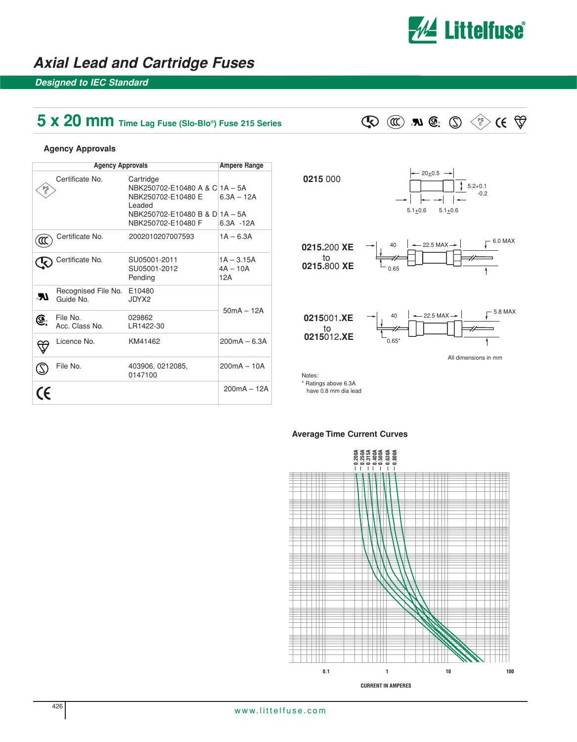# Axial Lead and Cartridge Fuses

## Designed to IEC Standard

## 5 x 20 mm Time Lag Fuse (Slo-Blo®) Fuse 215 Series

### Agency Approvals

| Agency Approvals | | | Ampere Range |
|---|---|---|---|
| PS E | Certificate No. | Cartridge<br>NBK250702-E10480 A & C<br>NBK250702-E10480 E<br>Leaded<br>NBK250702-E10480 B & D<br>NBK250702-E10480 F | <br>1A – 5A<br>6.3A – 12A<br><br>1A – 5A<br>6.3A -12A |
| CCC | Certificate No. | 2002010207007593 | 1A – 6.3A |
| | Certificate No. | SU05001-2011<br>SU05001-2012<br>Pending | 1A – 3.15A<br>4A – 10A<br>12A |
| UR | Recognised File No.<br>Guide No. | E10480<br>JDYX2 | 50mA – 12A |
| CSA | File No.<br>Acc. Class No. | 029862<br>LR1422-30 | 50mA – 12A |
| | Licence No. | KM41462 | 200mA – 6.3A |
| | File No. | 403906, 0212085,<br>0147100 | 200mA – 10A |
| CE | | | 200mA – 12A |

**0215 000**

20±0.5
5.2+0.1 -0.2
5.1±0.6
5.1±0.6

**0215.200 XE** to **0215.800 XE**

40
22.5 MAX
6.0 MAX
0.65

**0215001.XE** to **0215012.XE**

40
22.5 MAX
5.8 MAX
0.65*

All dimensions in mm

Notes:
* Ratings above 6.3A have 0.8 mm dia lead

### Average Time Current Curves

0.200A
0.250A
0.315A
0.400A
0.500A
0.630A
0.800A

0.1
1
10
100

CURRENT IN AMPERES

www.littelfuse.com